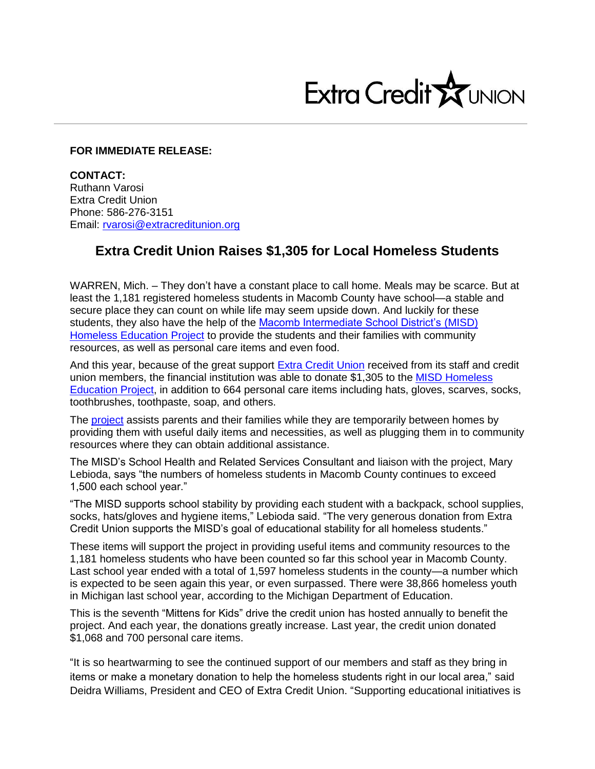Extra Credit UNION

**FOR IMMEDIATE RELEASE:**

**CONTACT:**
Ruthann Varosi
Extra Credit Union
Phone: 586-276-3151
Email: rvarosi@extracreditunion.org

## Extra Credit Union Raises $1,305 for Local Homeless Students

WARREN, Mich. – They don't have a constant place to call home. Meals may be scarce. But at least the 1,181 registered homeless students in Macomb County have school—a stable and secure place they can count on while life may seem upside down. And luckily for these students, they also have the help of the Macomb Intermediate School District's (MISD) Homeless Education Project to provide the students and their families with community resources, as well as personal care items and even food.

And this year, because of the great support Extra Credit Union received from its staff and credit union members, the financial institution was able to donate $1,305 to the MISD Homeless Education Project, in addition to 664 personal care items including hats, gloves, scarves, socks, toothbrushes, toothpaste, soap, and others.

The project assists parents and their families while they are temporarily between homes by providing them with useful daily items and necessities, as well as plugging them in to community resources where they can obtain additional assistance.

The MISD's School Health and Related Services Consultant and liaison with the project, Mary Lebioda, says "the numbers of homeless students in Macomb County continues to exceed 1,500 each school year."

"The MISD supports school stability by providing each student with a backpack, school supplies, socks, hats/gloves and hygiene items," Lebioda said. "The very generous donation from Extra Credit Union supports the MISD's goal of educational stability for all homeless students."

These items will support the project in providing useful items and community resources to the 1,181 homeless students who have been counted so far this school year in Macomb County. Last school year ended with a total of 1,597 homeless students in the county—a number which is expected to be seen again this year, or even surpassed. There were 38,866 homeless youth in Michigan last school year, according to the Michigan Department of Education.

This is the seventh "Mittens for Kids" drive the credit union has hosted annually to benefit the project. And each year, the donations greatly increase. Last year, the credit union donated $1,068 and 700 personal care items.

"It is so heartwarming to see the continued support of our members and staff as they bring in items or make a monetary donation to help the homeless students right in our local area," said Deidra Williams, President and CEO of Extra Credit Union. "Supporting educational initiatives is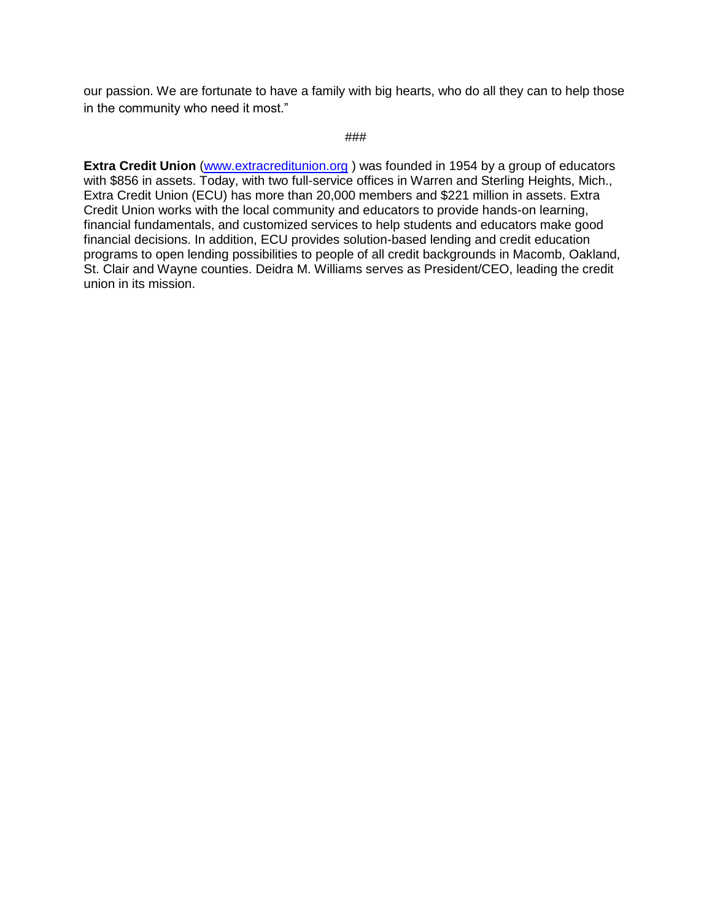our passion. We are fortunate to have a family with big hearts, who do all they can to help those in the community who need it most."

###

**Extra Credit Union** (www.extracreditunion.org ) was founded in 1954 by a group of educators with $856 in assets. Today, with two full-service offices in Warren and Sterling Heights, Mich., Extra Credit Union (ECU) has more than 20,000 members and $221 million in assets. Extra Credit Union works with the local community and educators to provide hands-on learning, financial fundamentals, and customized services to help students and educators make good financial decisions. In addition, ECU provides solution-based lending and credit education programs to open lending possibilities to people of all credit backgrounds in Macomb, Oakland, St. Clair and Wayne counties. Deidra M. Williams serves as President/CEO, leading the credit union in its mission.